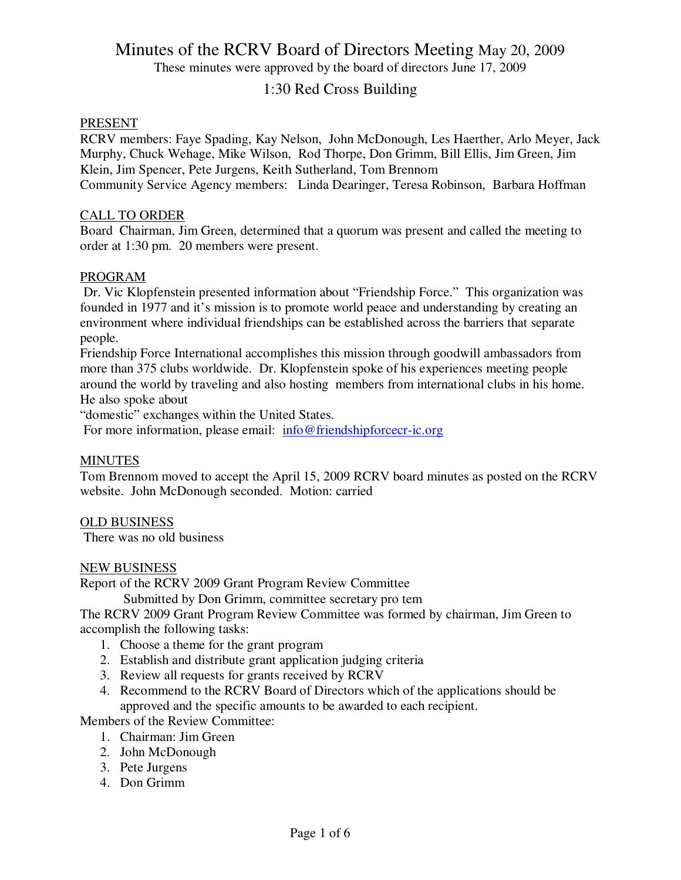# Minutes of the RCRV Board of Directors Meeting May 20, 2009

These minutes were approved by the board of directors June 17, 2009

## 1:30 Red Cross Building

PRESENT

RCRV members: Faye Spading, Kay Nelson, John McDonough, Les Haerther, Arlo Meyer, Jack Murphy, Chuck Wehage, Mike Wilson, Rod Thorpe, Don Grimm, Bill Ellis, Jim Green, Jim Klein, Jim Spencer, Pete Jurgens, Keith Sutherland, Tom Brennom

Community Service Agency members: Linda Dearinger, Teresa Robinson, Barbara Hoffman

CALL TO ORDER

Board Chairman, Jim Green, determined that a quorum was present and called the meeting to order at 1:30 pm. 20 members were present.

PROGRAM

Dr. Vic Klopfenstein presented information about "Friendship Force." This organization was founded in 1977 and it's mission is to promote world peace and understanding by creating an environment where individual friendships can be established across the barriers that separate people.

Friendship Force International accomplishes this mission through goodwill ambassadors from more than 375 clubs worldwide. Dr. Klopfenstein spoke of his experiences meeting people around the world by traveling and also hosting members from international clubs in his home. He also spoke about "domestic" exchanges within the United States.

For more information, please email: info@friendshipforcecr-ic.org

MINUTES

Tom Brennom moved to accept the April 15, 2009 RCRV board minutes as posted on the RCRV website. John McDonough seconded. Motion: carried

OLD BUSINESS

There was no old business

NEW BUSINESS

Report of the RCRV 2009 Grant Program Review Committee

Submitted by Don Grimm, committee secretary pro tem

The RCRV 2009 Grant Program Review Committee was formed by chairman, Jim Green to accomplish the following tasks:

1. Choose a theme for the grant program
2. Establish and distribute grant application judging criteria
3. Review all requests for grants received by RCRV
4. Recommend to the RCRV Board of Directors which of the applications should be approved and the specific amounts to be awarded to each recipient.

Members of the Review Committee:

1. Chairman: Jim Green
2. John McDonough
3. Pete Jurgens
4. Don Grimm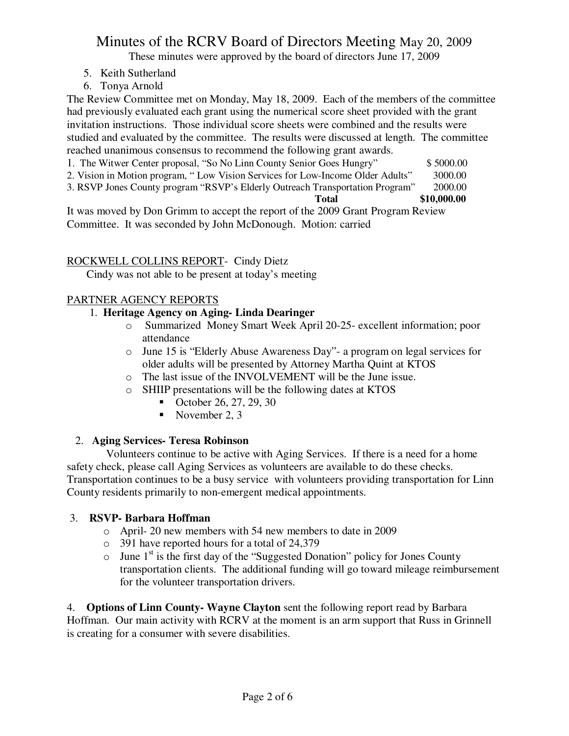5. Keith Sutherland
6. Tonya Arnold

The Review Committee met on Monday, May 18, 2009. Each of the members of the committee had previously evaluated each grant using the numerical score sheet provided with the grant invitation instructions. Those individual score sheets were combined and the results were studied and evaluated by the committee. The results were discussed at length. The committee reached unanimous consensus to recommend the following grant awards.

| | |
|---|---|
| 1. The Witwer Center proposal, "So No Linn County Senior Goes Hungry" | $ 5000.00 |
| 2. Vision in Motion program, " Low Vision Services for Low-Income Older Adults" | 3000.00 |
| 3. RSVP Jones County program "RSVP's Elderly Outreach Transportation Program" | 2000.00 |
| **Total** | **$10,000.00** |

It was moved by Don Grimm to accept the report of the 2009 Grant Program Review Committee. It was seconded by John McDonough. Motion: carried

ROCKWELL COLLINS REPORT- Cindy Dietz

Cindy was not able to be present at today's meeting

PARTNER AGENCY REPORTS

1. **Heritage Agency on Aging- Linda Dearinger**
   - Summarized Money Smart Week April 20-25- excellent information; poor attendance
   - June 15 is "Elderly Abuse Awareness Day"- a program on legal services for older adults will be presented by Attorney Martha Quint at KTOS
   - The last issue of the INVOLVEMENT will be the June issue.
   - SHIIP presentations will be the following dates at KTOS
     - October 26, 27, 29, 30
     - November 2, 3

2. **Aging Services- Teresa Robinson**

Volunteers continue to be active with Aging Services. If there is a need for a home safety check, please call Aging Services as volunteers are available to do these checks. Transportation continues to be a busy service with volunteers providing transportation for Linn County residents primarily to non-emergent medical appointments.

3. **RSVP- Barbara Hoffman**
   - April- 20 new members with 54 new members to date in 2009
   - 391 have reported hours for a total of 24,379
   - June 1st is the first day of the "Suggested Donation" policy for Jones County transportation clients. The additional funding will go toward mileage reimbursement for the volunteer transportation drivers.

4. **Options of Linn County- Wayne Clayton** sent the following report read by Barbara Hoffman. Our main activity with RCRV at the moment is an arm support that Russ in Grinnell is creating for a consumer with severe disabilities.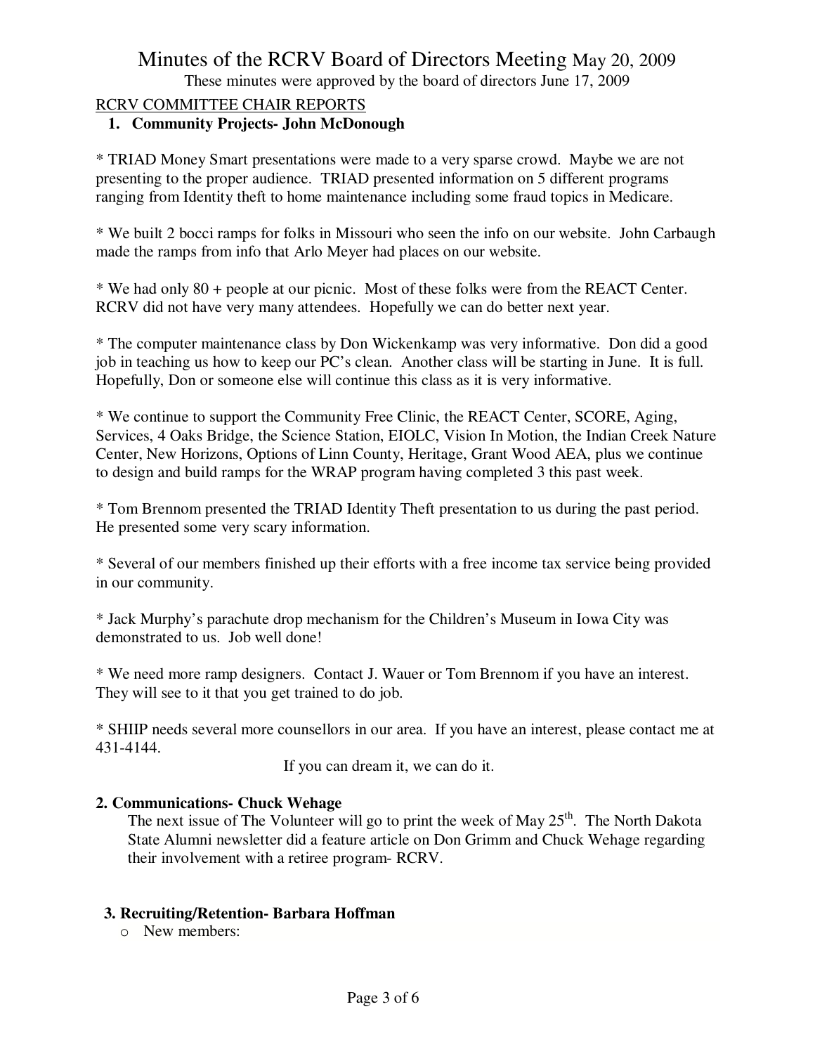# Minutes of the RCRV Board of Directors Meeting May 20, 2009

These minutes were approved by the board of directors June 17, 2009

RCRV COMMITTEE CHAIR REPORTS

1. **Community Projects- John McDonough**

* TRIAD Money Smart presentations were made to a very sparse crowd. Maybe we are not presenting to the proper audience. TRIAD presented information on 5 different programs ranging from Identity theft to home maintenance including some fraud topics in Medicare.

* We built 2 bocci ramps for folks in Missouri who seen the info on our website. John Carbaugh made the ramps from info that Arlo Meyer had places on our website.

* We had only 80 + people at our picnic. Most of these folks were from the REACT Center. RCRV did not have very many attendees. Hopefully we can do better next year.

* The computer maintenance class by Don Wickenkamp was very informative. Don did a good job in teaching us how to keep our PC's clean. Another class will be starting in June. It is full. Hopefully, Don or someone else will continue this class as it is very informative.

* We continue to support the Community Free Clinic, the REACT Center, SCORE, Aging, Services, 4 Oaks Bridge, the Science Station, EIOLC, Vision In Motion, the Indian Creek Nature Center, New Horizons, Options of Linn County, Heritage, Grant Wood AEA, plus we continue to design and build ramps for the WRAP program having completed 3 this past week.

* Tom Brennom presented the TRIAD Identity Theft presentation to us during the past period. He presented some very scary information.

* Several of our members finished up their efforts with a free income tax service being provided in our community.

* Jack Murphy's parachute drop mechanism for the Children's Museum in Iowa City was demonstrated to us. Job well done!

* We need more ramp designers. Contact J. Wauer or Tom Brennom if you have an interest. They will see to it that you get trained to do job.

* SHIIP needs several more counsellors in our area. If you have an interest, please contact me at 431-4144.

If you can dream it, we can do it.

**2. Communications- Chuck Wehage**

The next issue of The Volunteer will go to print the week of May 25th. The North Dakota State Alumni newsletter did a feature article on Don Grimm and Chuck Wehage regarding their involvement with a retiree program- RCRV.

**3. Recruiting/Retention- Barbara Hoffman**

- New members: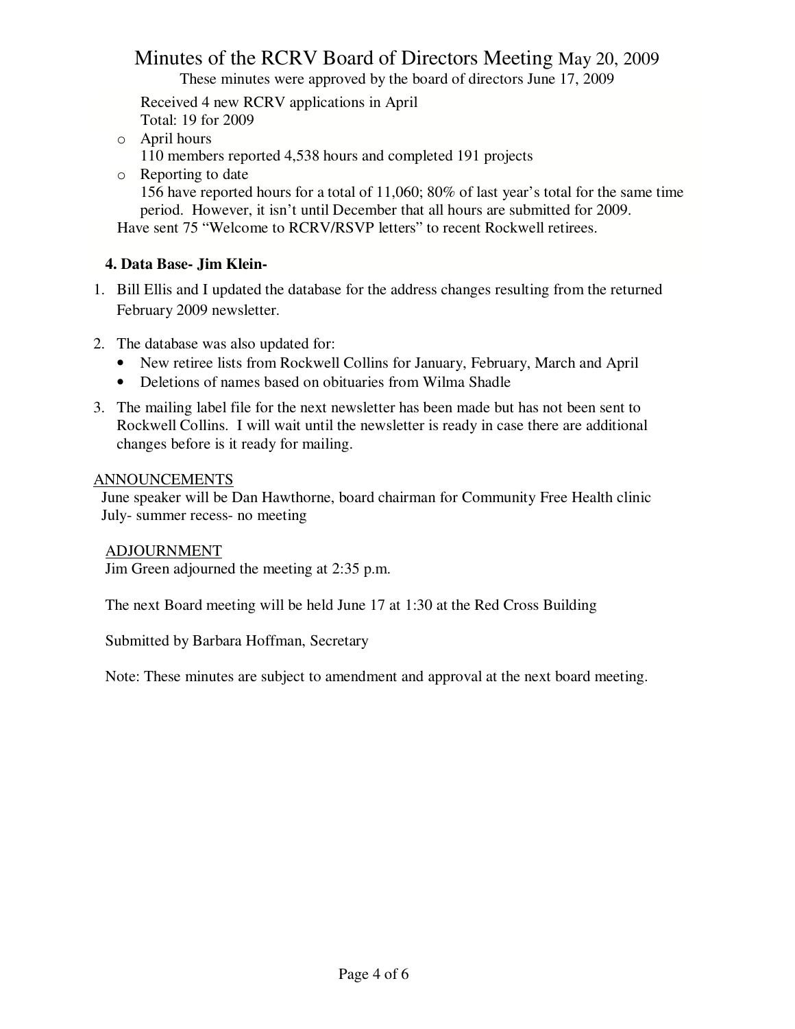Received 4 new RCRV applications in April
Total: 19 for 2009

- April hours
  110 members reported 4,538 hours and completed 191 projects
- Reporting to date
  156 have reported hours for a total of 11,060; 80% of last year's total for the same time period. However, it isn't until December that all hours are submitted for 2009.

Have sent 75 "Welcome to RCRV/RSVP letters" to recent Rockwell retirees.

**4. Data Base- Jim Klein-**

1. Bill Ellis and I updated the database for the address changes resulting from the returned February 2009 newsletter.
2. The database was also updated for:
   - New retiree lists from Rockwell Collins for January, February, March and April
   - Deletions of names based on obituaries from Wilma Shadle
3. The mailing label file for the next newsletter has been made but has not been sent to Rockwell Collins. I will wait until the newsletter is ready in case there are additional changes before is it ready for mailing.

ANNOUNCEMENTS

June speaker will be Dan Hawthorne, board chairman for Community Free Health clinic
July- summer recess- no meeting

ADJOURNMENT

Jim Green adjourned the meeting at 2:35 p.m.

The next Board meeting will be held June 17 at 1:30 at the Red Cross Building

Submitted by Barbara Hoffman, Secretary

Note: These minutes are subject to amendment and approval at the next board meeting.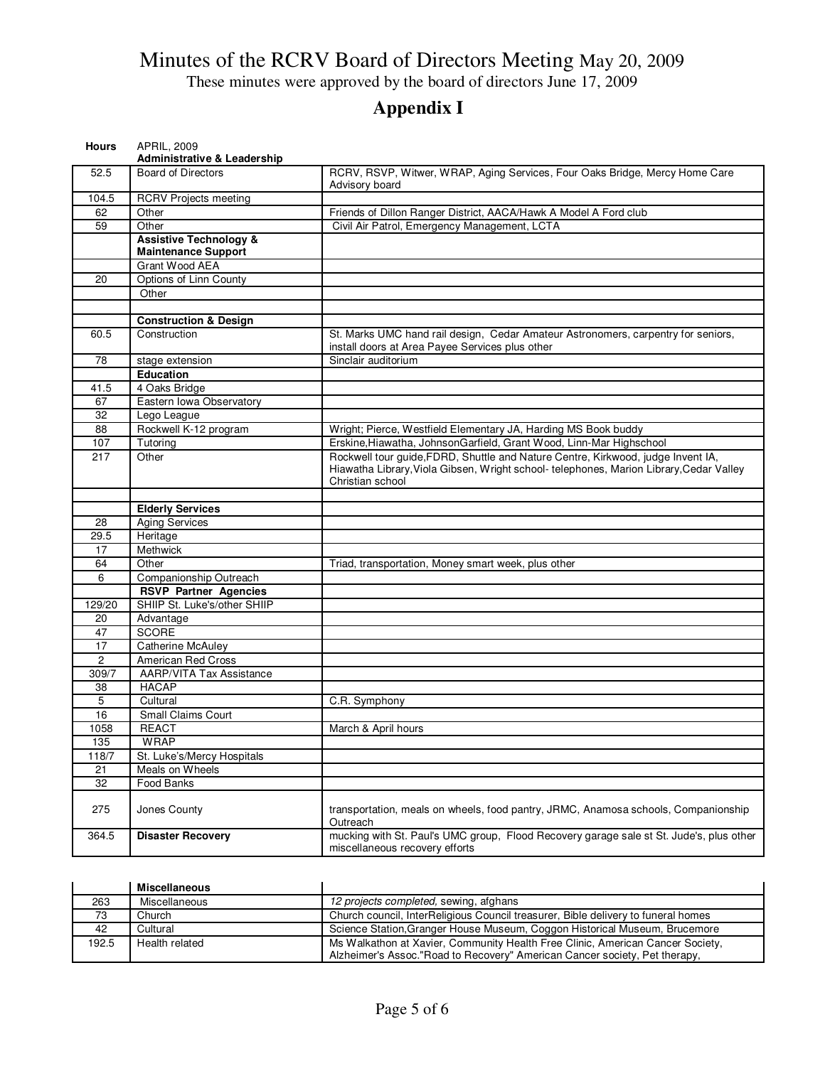# Minutes of the RCRV Board of Directors Meeting May 20, 2009

These minutes were approved by the board of directors June 17, 2009

## Appendix I

| Hours | APRIL, 2009 | |
|---|---|---|
| | **Administrative & Leadership** | |
| 52.5 | Board of Directors | RCRV, RSVP, Witwer, WRAP, Aging Services, Four Oaks Bridge, Mercy Home Care Advisory board |
| 104.5 | RCRV Projects meeting | |
| 62 | Other | Friends of Dillon Ranger District, AACA/Hawk A Model A Ford club |
| 59 | Other | Civil Air Patrol, Emergency Management, LCTA |
| | **Assistive Technology & Maintenance Support** | |
| | Grant Wood AEA | |
| 20 | Options of Linn County | |
| | Other | |
| | | |
| | **Construction & Design** | |
| 60.5 | Construction | St. Marks UMC hand rail design, Cedar Amateur Astronomers, carpentry for seniors, install doors at Area Payee Services plus other |
| 78 | stage extension | Sinclair auditorium |
| | **Education** | |
| 41.5 | 4 Oaks Bridge | |
| 67 | Eastern Iowa Observatory | |
| 32 | Lego League | |
| 88 | Rockwell K-12 program | Wright; Pierce, Westfield Elementary JA, Harding MS Book buddy |
| 107 | Tutoring | Erskine,Hiawatha, JohnsonGarfield, Grant Wood, Linn-Mar Highschool |
| 217 | Other | Rockwell tour guide,FDRD, Shuttle and Nature Centre, Kirkwood, judge Invent IA, Hiawatha Library,Viola Gibsen, Wright school- telephones, Marion Library,Cedar Valley Christian school |
| | | |
| | **Elderly Services** | |
| 28 | Aging Services | |
| 29.5 | Heritage | |
| 17 | Methwick | |
| 64 | Other | Triad, transportation, Money smart week, plus other |
| 6 | Companionship Outreach | |
| | **RSVP Partner Agencies** | |
| 129/20 | SHIIP St. Luke's/other SHIIP | |
| 20 | Advantage | |
| 47 | SCORE | |
| 17 | Catherine McAuley | |
| 2 | American Red Cross | |
| 309/7 | AARP/VITA Tax Assistance | |
| 38 | HACAP | |
| 5 | Cultural | C.R. Symphony |
| 16 | Small Claims Court | |
| 1058 | REACT | March & April hours |
| 135 | WRAP | |
| 118/7 | St. Luke's/Mercy Hospitals | |
| 21 | Meals on Wheels | |
| 32 | Food Banks | |
| 275 | Jones County | transportation, meals on wheels, food pantry, JRMC, Anamosa schools, Companionship Outreach |
| 364.5 | **Disaster Recovery** | mucking with St. Paul's UMC group, Flood Recovery garage sale st St. Jude's, plus other miscellaneous recovery efforts |

| | **Miscellaneous** | |
|---|---|---|
| 263 | Miscellaneous | *12 projects completed,* sewing, afghans |
| 73 | Church | Church council, InterReligious Council treasurer, Bible delivery to funeral homes |
| 42 | Cultural | Science Station,Granger House Museum, Coggon Historical Museum, Brucemore |
| 192.5 | Health related | Ms Walkathon at Xavier, Community Health Free Clinic, American Cancer Society, Alzheimer's Assoc."Road to Recovery" American Cancer society, Pet therapy, |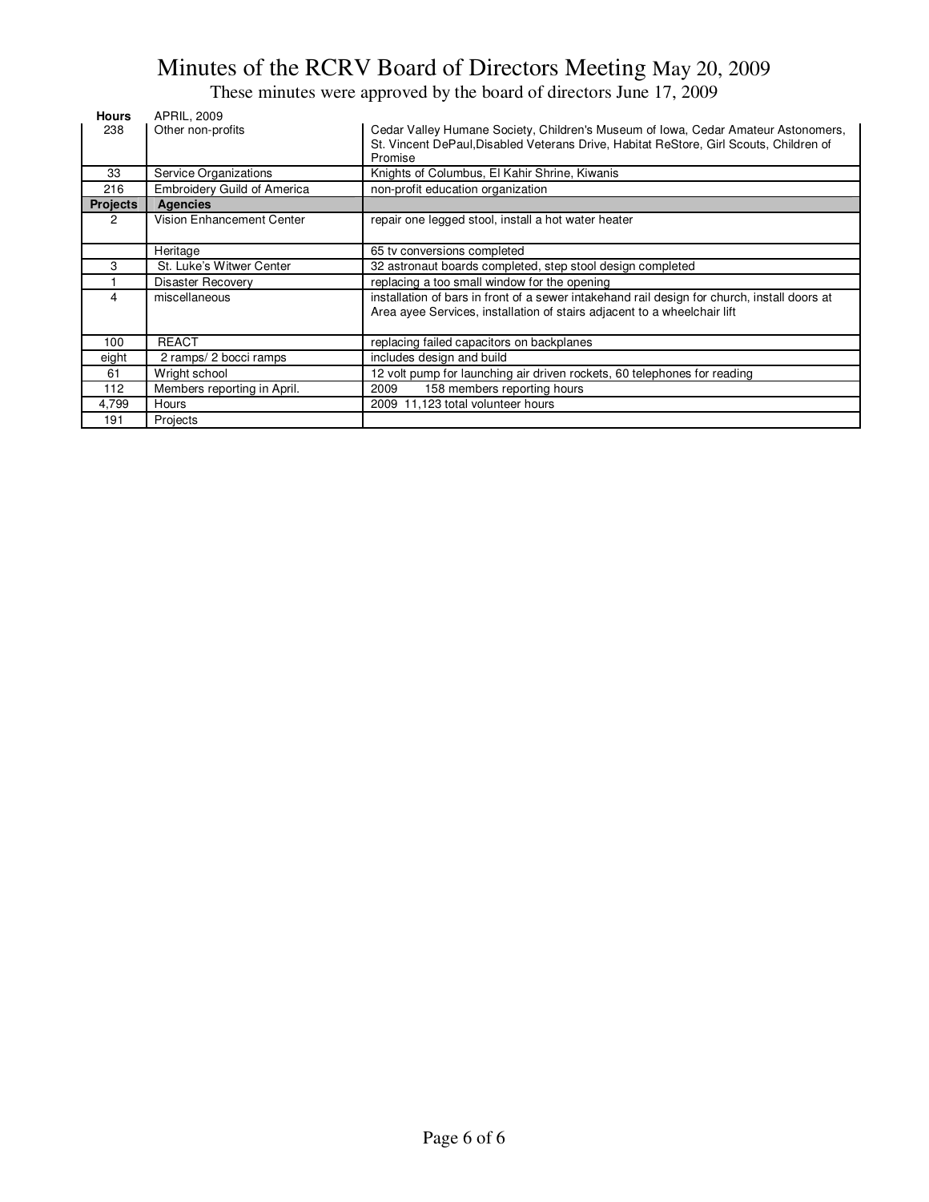# Minutes of the RCRV Board of Directors Meeting May 20, 2009

These minutes were approved by the board of directors June 17, 2009

| Hours | APRIL, 2009 | |
|---|---|---|
| 238 | Other non-profits | Cedar Valley Humane Society, Children's Museum of Iowa, Cedar Amateur Astonomers, St. Vincent DePaul,Disabled Veterans Drive, Habitat ReStore, Girl Scouts, Children of Promise |
| 33 | Service Organizations | Knights of Columbus, El Kahir Shrine, Kiwanis |
| 216 | Embroidery Guild of America | non-profit education organization |
| **Projects** | **Agencies** | |
| 2 | Vision Enhancement Center | repair one legged stool, install a hot water heater |
| | Heritage | 65 tv conversions completed |
| 3 | St. Luke's Witwer Center | 32 astronaut boards completed, step stool design completed |
| 1 | Disaster Recovery | replacing a too small window for the opening |
| 4 | miscellaneous | installation of bars in front of a sewer intakehand rail design for church, install doors at Area ayee Services, installation of stairs adjacent to a wheelchair lift |
| 100 | REACT | replacing failed capacitors on backplanes |
| eight | 2 ramps/ 2 bocci ramps | includes design and build |
| 61 | Wright school | 12 volt pump for launching air driven rockets, 60 telephones for reading |
| 112 | Members reporting in April. | 2009 158 members reporting hours |
| 4,799 | Hours | 2009 11,123 total volunteer hours |
| 191 | Projects | |